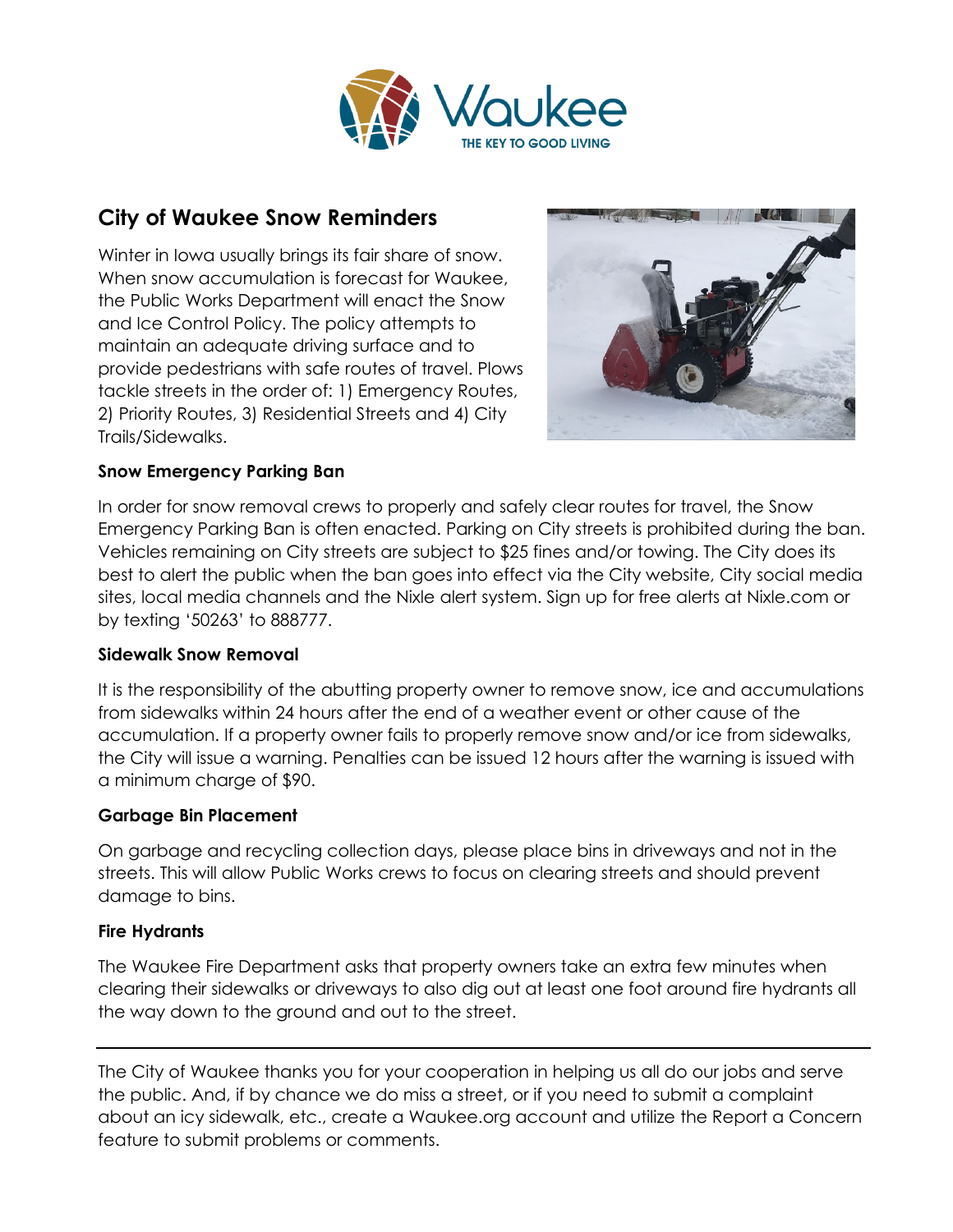Waukee
THE KEY TO GOOD LIVING

## City of Waukee Snow Reminders

Winter in Iowa usually brings its fair share of snow. When snow accumulation is forecast for Waukee, the Public Works Department will enact the Snow and Ice Control Policy. The policy attempts to maintain an adequate driving surface and to provide pedestrians with safe routes of travel. Plows tackle streets in the order of: 1) Emergency Routes, 2) Priority Routes, 3) Residential Streets and 4) City Trails/Sidewalks.

### Snow Emergency Parking Ban

In order for snow removal crews to properly and safely clear routes for travel, the Snow Emergency Parking Ban is often enacted. Parking on City streets is prohibited during the ban. Vehicles remaining on City streets are subject to $25 fines and/or towing. The City does its best to alert the public when the ban goes into effect via the City website, City social media sites, local media channels and the Nixle alert system. Sign up for free alerts at Nixle.com or by texting '50263' to 888777.

### Sidewalk Snow Removal

It is the responsibility of the abutting property owner to remove snow, ice and accumulations from sidewalks within 24 hours after the end of a weather event or other cause of the accumulation. If a property owner fails to properly remove snow and/or ice from sidewalks, the City will issue a warning. Penalties can be issued 12 hours after the warning is issued with a minimum charge of $90.

### Garbage Bin Placement

On garbage and recycling collection days, please place bins in driveways and not in the streets. This will allow Public Works crews to focus on clearing streets and should prevent damage to bins.

### Fire Hydrants

The Waukee Fire Department asks that property owners take an extra few minutes when clearing their sidewalks or driveways to also dig out at least one foot around fire hydrants all the way down to the ground and out to the street.

---

The City of Waukee thanks you for your cooperation in helping us all do our jobs and serve the public. And, if by chance we do miss a street, or if you need to submit a complaint about an icy sidewalk, etc., create a Waukee.org account and utilize the Report a Concern feature to submit problems or comments.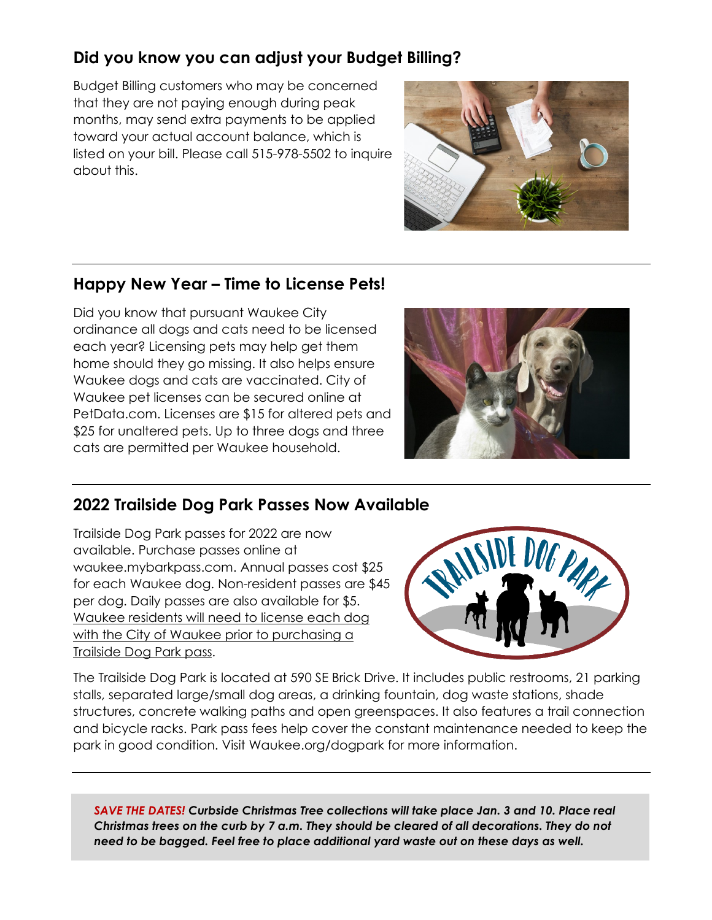## Did you know you can adjust your Budget Billing?

Budget Billing customers who may be concerned that they are not paying enough during peak months, may send extra payments to be applied toward your actual account balance, which is listed on your bill. Please call 515-978-5502 to inquire about this.

## Happy New Year – Time to License Pets!

Did you know that pursuant Waukee City ordinance all dogs and cats need to be licensed each year? Licensing pets may help get them home should they go missing. It also helps ensure Waukee dogs and cats are vaccinated. City of Waukee pet licenses can be secured online at PetData.com. Licenses are $15 for altered pets and $25 for unaltered pets. Up to three dogs and three cats are permitted per Waukee household.

## 2022 Trailside Dog Park Passes Now Available

Trailside Dog Park passes for 2022 are now available. Purchase passes online at waukee.mybarkpass.com. Annual passes cost $25 for each Waukee dog. Non-resident passes are $45 per dog. Daily passes are also available for $5. Waukee residents will need to license each dog with the City of Waukee prior to purchasing a Trailside Dog Park pass.

The Trailside Dog Park is located at 590 SE Brick Drive. It includes public restrooms, 21 parking stalls, separated large/small dog areas, a drinking fountain, dog waste stations, shade structures, concrete walking paths and open greenspaces. It also features a trail connection and bicycle racks. Park pass fees help cover the constant maintenance needed to keep the park in good condition. Visit Waukee.org/dogpark for more information.

***SAVE THE DATES!* Curbside Christmas Tree collections will take place Jan. 3 and 10. Place real Christmas trees on the curb by 7 a.m. They should be cleared of all decorations. They do not need to be bagged. Feel free to place additional yard waste out on these days as well.**